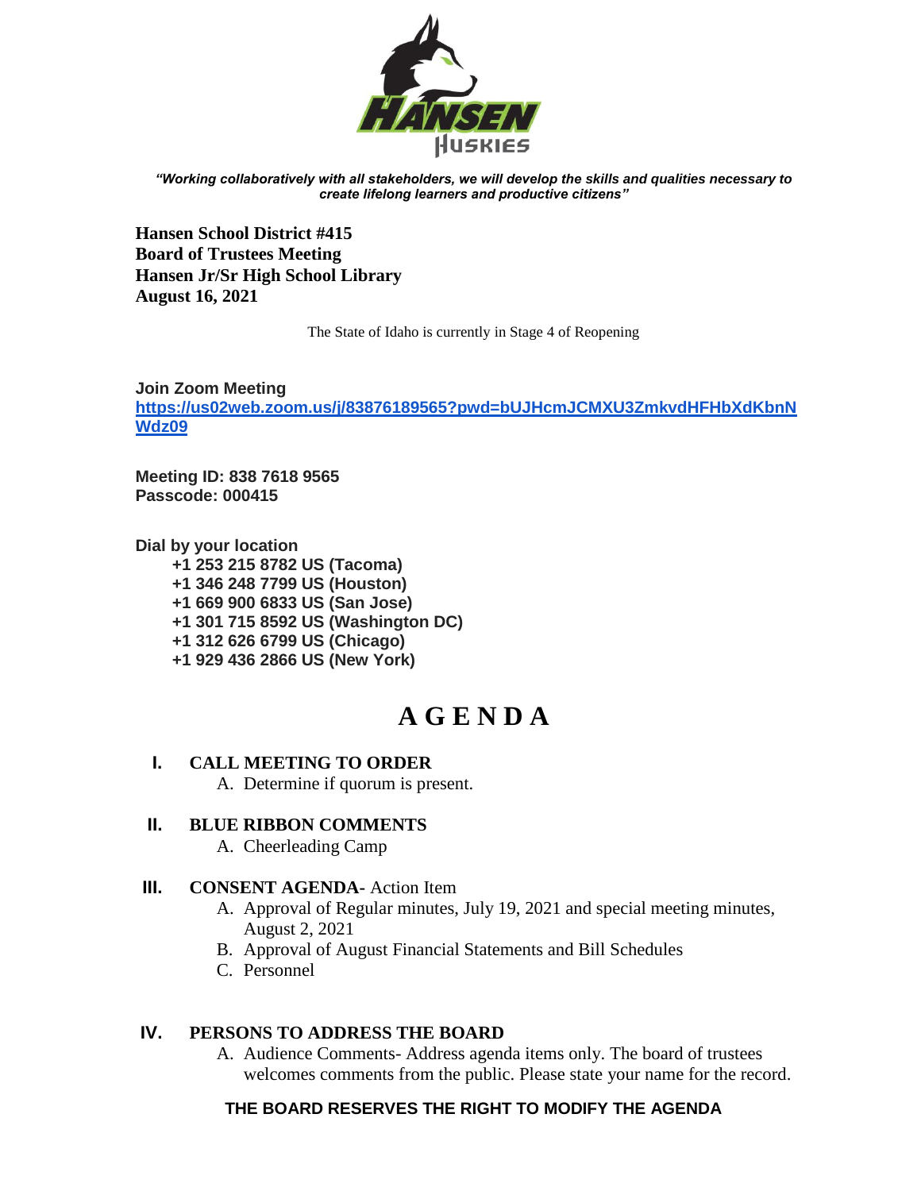*"Working collaboratively with all stakeholders, we will develop the skills and qualities necessary to create lifelong learners and productive citizens"*

**Hansen School District #415**
**Board of Trustees Meeting**
**Hansen Jr/Sr High School Library**
**August 16, 2021**

The State of Idaho is currently in Stage 4 of Reopening

**Join Zoom Meeting**
**https://us02web.zoom.us/j/83876189565?pwd=bUJHcmJCMXU3ZmkvdHFHbXdKbnNWdz09**

**Meeting ID: 838 7618 9565**
**Passcode: 000415**

**Dial by your location**

- **+1 253 215 8782 US (Tacoma)**
- **+1 346 248 7799 US (Houston)**
- **+1 669 900 6833 US (San Jose)**
- **+1 301 715 8592 US (Washington DC)**
- **+1 312 626 6799 US (Chicago)**
- **+1 929 436 2866 US (New York)**

# A G E N D A

**I. CALL MEETING TO ORDER**
   A. Determine if quorum is present.

**II. BLUE RIBBON COMMENTS**
   A. Cheerleading Camp

**III. CONSENT AGENDA-** Action Item
   A. Approval of Regular minutes, July 19, 2021 and special meeting minutes, August 2, 2021
   B. Approval of August Financial Statements and Bill Schedules
   C. Personnel

**IV. PERSONS TO ADDRESS THE BOARD**
   A. Audience Comments- Address agenda items only. The board of trustees welcomes comments from the public. Please state your name for the record.

**THE BOARD RESERVES THE RIGHT TO MODIFY THE AGENDA**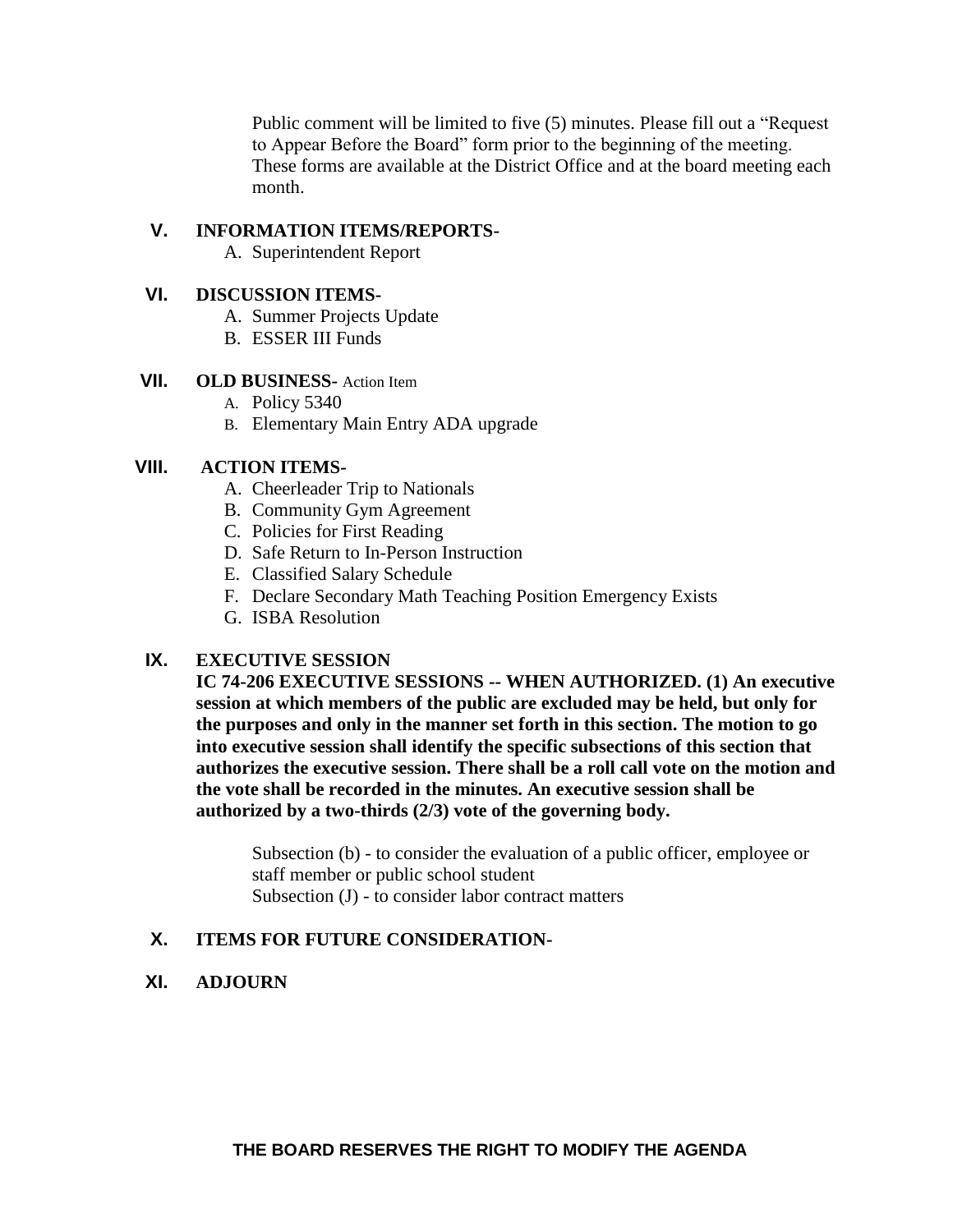Public comment will be limited to five (5) minutes. Please fill out a "Request to Appear Before the Board" form prior to the beginning of the meeting. These forms are available at the District Office and at the board meeting each month.

**V. INFORMATION ITEMS/REPORTS-**

A. Superintendent Report

**VI. DISCUSSION ITEMS-**

A. Summer Projects Update
B. ESSER III Funds

**VII. OLD BUSINESS-** Action Item

A. Policy 5340
B. Elementary Main Entry ADA upgrade

**VIII. ACTION ITEMS-**

A. Cheerleader Trip to Nationals
B. Community Gym Agreement
C. Policies for First Reading
D. Safe Return to In-Person Instruction
E. Classified Salary Schedule
F. Declare Secondary Math Teaching Position Emergency Exists
G. ISBA Resolution

**IX. EXECUTIVE SESSION**

**IC 74-206 EXECUTIVE SESSIONS -- WHEN AUTHORIZED. (1) An executive session at which members of the public are excluded may be held, but only for the purposes and only in the manner set forth in this section. The motion to go into executive session shall identify the specific subsections of this section that authorizes the executive session. There shall be a roll call vote on the motion and the vote shall be recorded in the minutes. An executive session shall be authorized by a two-thirds (2/3) vote of the governing body.**

Subsection (b) - to consider the evaluation of a public officer, employee or staff member or public school student
Subsection (J) - to consider labor contract matters

**X. ITEMS FOR FUTURE CONSIDERATION-**

**XI. ADJOURN**

**THE BOARD RESERVES THE RIGHT TO MODIFY THE AGENDA**